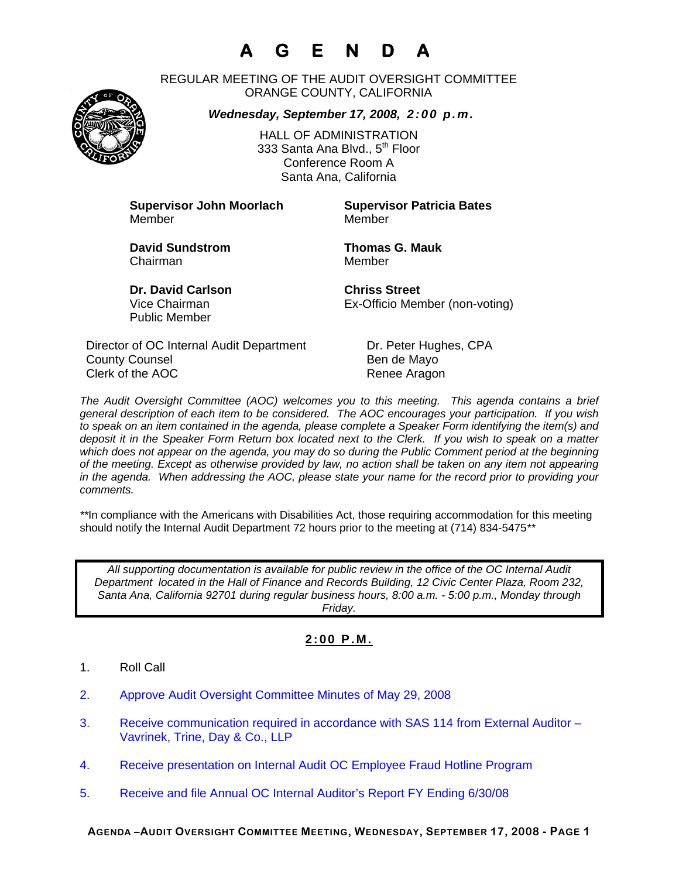# A G E N D A

REGULAR MEETING OF THE AUDIT OVERSIGHT COMMITTEE
ORANGE COUNTY, CALIFORNIA

***Wednesday, September 17, 2008, 2:00 p.m.***

HALL OF ADMINISTRATION
333 Santa Ana Blvd., 5th Floor
Conference Room A
Santa Ana, California

**Supervisor John Moorlach**
Member

**Supervisor Patricia Bates**
Member

**David Sundstrom**
Chairman

**Thomas G. Mauk**
Member

**Dr. David Carlson**
Vice Chairman
Public Member

**Chriss Street**
Ex-Officio Member (non-voting)

| | |
|---|---|
| Director of OC Internal Audit Department | Dr. Peter Hughes, CPA |
| County Counsel | Ben de Mayo |
| Clerk of the AOC | Renee Aragon |

*The Audit Oversight Committee (AOC) welcomes you to this meeting. This agenda contains a brief general description of each item to be considered. The AOC encourages your participation. If you wish to speak on an item contained in the agenda, please complete a Speaker Form identifying the item(s) and deposit it in the Speaker Form Return box located next to the Clerk. If you wish to speak on a matter which does not appear on the agenda, you may do so during the Public Comment period at the beginning of the meeting. Except as otherwise provided by law, no action shall be taken on any item not appearing in the agenda. When addressing the AOC, please state your name for the record prior to providing your comments.*

\*\*In compliance with the Americans with Disabilities Act, those requiring accommodation for this meeting should notify the Internal Audit Department 72 hours prior to the meeting at (714) 834-5475\*\*

*All supporting documentation is available for public review in the office of the OC Internal Audit Department located in the Hall of Finance and Records Building, 12 Civic Center Plaza, Room 232, Santa Ana, California 92701 during regular business hours, 8:00 a.m. - 5:00 p.m., Monday through Friday.*

## 2:00 P.M.

1. Roll Call
2. Approve Audit Oversight Committee Minutes of May 29, 2008
3. Receive communication required in accordance with SAS 114 from External Auditor – Vavrinek, Trine, Day & Co., LLP
4. Receive presentation on Internal Audit OC Employee Fraud Hotline Program
5. Receive and file Annual OC Internal Auditor's Report FY Ending 6/30/08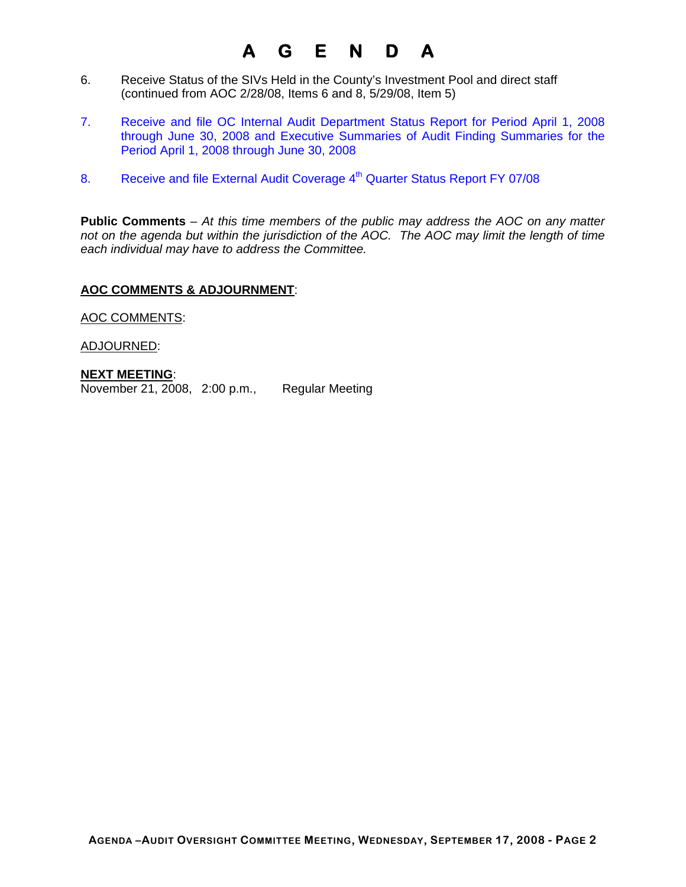# A G E N D A

6. Receive Status of the SIVs Held in the County's Investment Pool and direct staff (continued from AOC 2/28/08, Items 6 and 8, 5/29/08, Item 5)

7. Receive and file OC Internal Audit Department Status Report for Period April 1, 2008 through June 30, 2008 and Executive Summaries of Audit Finding Summaries for the Period April 1, 2008 through June 30, 2008

8. Receive and file External Audit Coverage 4th Quarter Status Report FY 07/08

**Public Comments** – *At this time members of the public may address the AOC on any matter not on the agenda but within the jurisdiction of the AOC. The AOC may limit the length of time each individual may have to address the Committee.*

**AOC COMMENTS & ADJOURNMENT**:

AOC COMMENTS:

ADJOURNED:

**NEXT MEETING**:
November 21, 2008, 2:00 p.m., Regular Meeting